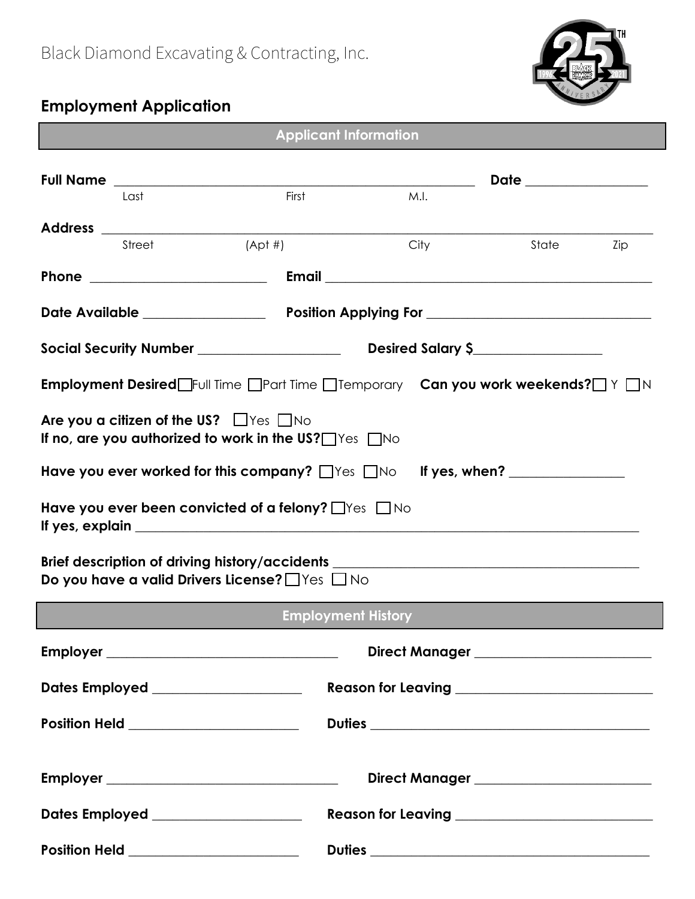Black Diamond Excavating & Contracting, Inc.

## Employment Application

### Applicant Information

**Full Name** ______________________________________________ **Date** ______________
Last First M.I.

**Address** ____________________________________________________________________
Street (Apt #) City State Zip

**Phone** ______________________ **Email** __________________________________________

**Date Available** ______________ **Position Applying For** __________________________

**Social Security Number** _________________ **Desired Salary $**_______________

**Employment Desired** ☐ Full Time ☐ Part Time ☐ Temporary **Can you work weekends?** ☐ Y ☐ N

**Are you a citizen of the US?** ☐ Yes ☐ No
**If no, are you authorized to work in the US?** ☐ Yes ☐ No

**Have you ever worked for this company?** ☐ Yes ☐ No **If yes, when?** ______________

**Have you ever been convicted of a felony?** ☐ Yes ☐ No
**If yes, explain** ____________________________________________________________

**Brief description of driving history/accidents** __________________________________
**Do you have a valid Drivers License?** ☐ Yes ☐ No

### Employment History

**Employer** ___________________________ **Direct Manager** ____________________

**Dates Employed** _________________ **Reason for Leaving** _____________________

**Position Held** ___________________ **Duties** _________________________________

**Employer** ___________________________ **Direct Manager** ____________________

**Dates Employed** _________________ **Reason for Leaving** _____________________

**Position Held** ___________________ **Duties** _________________________________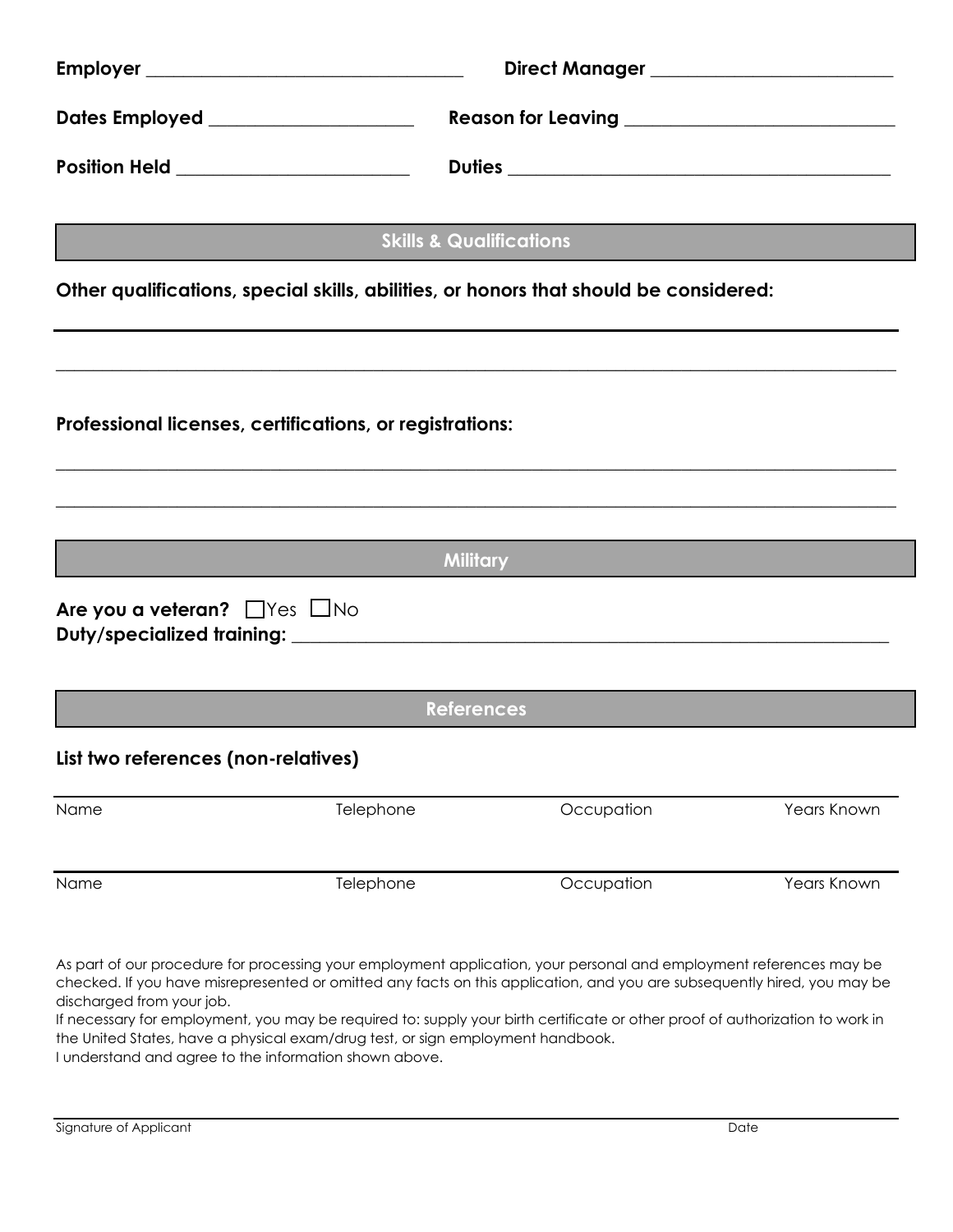**Employer** ____________________ **Direct Manager** ____________________

**Dates Employed** ____________________ **Reason for Leaving** ____________________

**Position Held** ____________________ **Duties** ____________________

## Skills & Qualifications

**Other qualifications, special skills, abilities, or honors that should be considered:**

______________________________________________________________________

______________________________________________________________________

**Professional licenses, certifications, or registrations:**

______________________________________________________________________

______________________________________________________________________

## Military

**Are you a veteran?** ☐ Yes ☐ No

**Duty/specialized training:** ____________________________________________

## References

**List two references (non-relatives)**

| Name | Telephone | Occupation | Years Known |
| --- | --- | --- | --- |
| | | | |

| Name | Telephone | Occupation | Years Known |
| --- | --- | --- | --- |
| | | | |

As part of our procedure for processing your employment application, your personal and employment references may be checked. If you have misrepresented or omitted any facts on this application, and you are subsequently hired, you may be discharged from your job.

If necessary for employment, you may be required to: supply your birth certificate or other proof of authorization to work in the United States, have a physical exam/drug test, or sign employment handbook.

I understand and agree to the information shown above.

______________________________________________________________________

Signature of Applicant Date